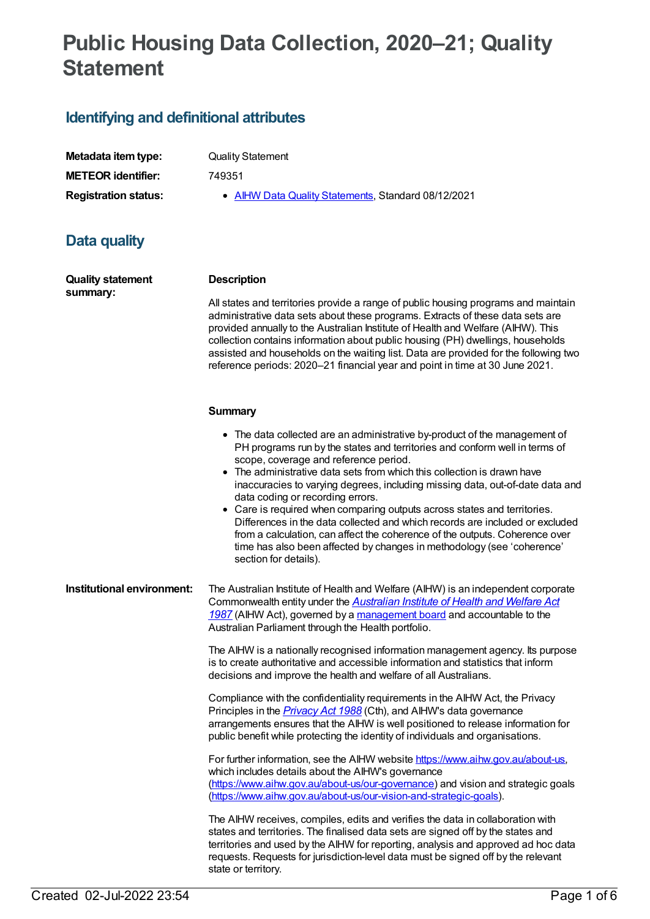# Public Housing Data Collection, 2020–21; Quality Statement

## Identifying and definitional attributes

| | |
|---|---|
| **Metadata item type:** | Quality Statement |
| **METEOR identifier:** | 749351 |
| **Registration status:** | • AIHW Data Quality Statements, Standard 08/12/2021 |

## Data quality

**Quality statement summary:**

**Description**

All states and territories provide a range of public housing programs and maintain administrative data sets about these programs. Extracts of these data sets are provided annually to the Australian Institute of Health and Welfare (AIHW). This collection contains information about public housing (PH) dwellings, households assisted and households on the waiting list. Data are provided for the following two reference periods: 2020–21 financial year and point in time at 30 June 2021.

**Summary**

- The data collected are an administrative by-product of the management of PH programs run by the states and territories and conform well in terms of scope, coverage and reference period.
- The administrative data sets from which this collection is drawn have inaccuracies to varying degrees, including missing data, out-of-date data and data coding or recording errors.
- Care is required when comparing outputs across states and territories. Differences in the data collected and which records are included or excluded from a calculation, can affect the coherence of the outputs. Coherence over time has also been affected by changes in methodology (see 'coherence' section for details).

**Institutional environment:**

The Australian Institute of Health and Welfare (AIHW) is an independent corporate Commonwealth entity under the *Australian Institute of Health and Welfare Act 1987* (AIHW Act), governed by a management board and accountable to the Australian Parliament through the Health portfolio.

The AIHW is a nationally recognised information management agency. Its purpose is to create authoritative and accessible information and statistics that inform decisions and improve the health and welfare of all Australians.

Compliance with the confidentiality requirements in the AIHW Act, the Privacy Principles in the *Privacy Act 1988* (Cth), and AIHW's data governance arrangements ensures that the AIHW is well positioned to release information for public benefit while protecting the identity of individuals and organisations.

For further information, see the AIHW website https://www.aihw.gov.au/about-us, which includes details about the AIHW's governance (https://www.aihw.gov.au/about-us/our-governance) and vision and strategic goals (https://www.aihw.gov.au/about-us/our-vision-and-strategic-goals).

The AIHW receives, compiles, edits and verifies the data in collaboration with states and territories. The finalised data sets are signed off by the states and territories and used by the AIHW for reporting, analysis and approved ad hoc data requests. Requests for jurisdiction-level data must be signed off by the relevant state or territory.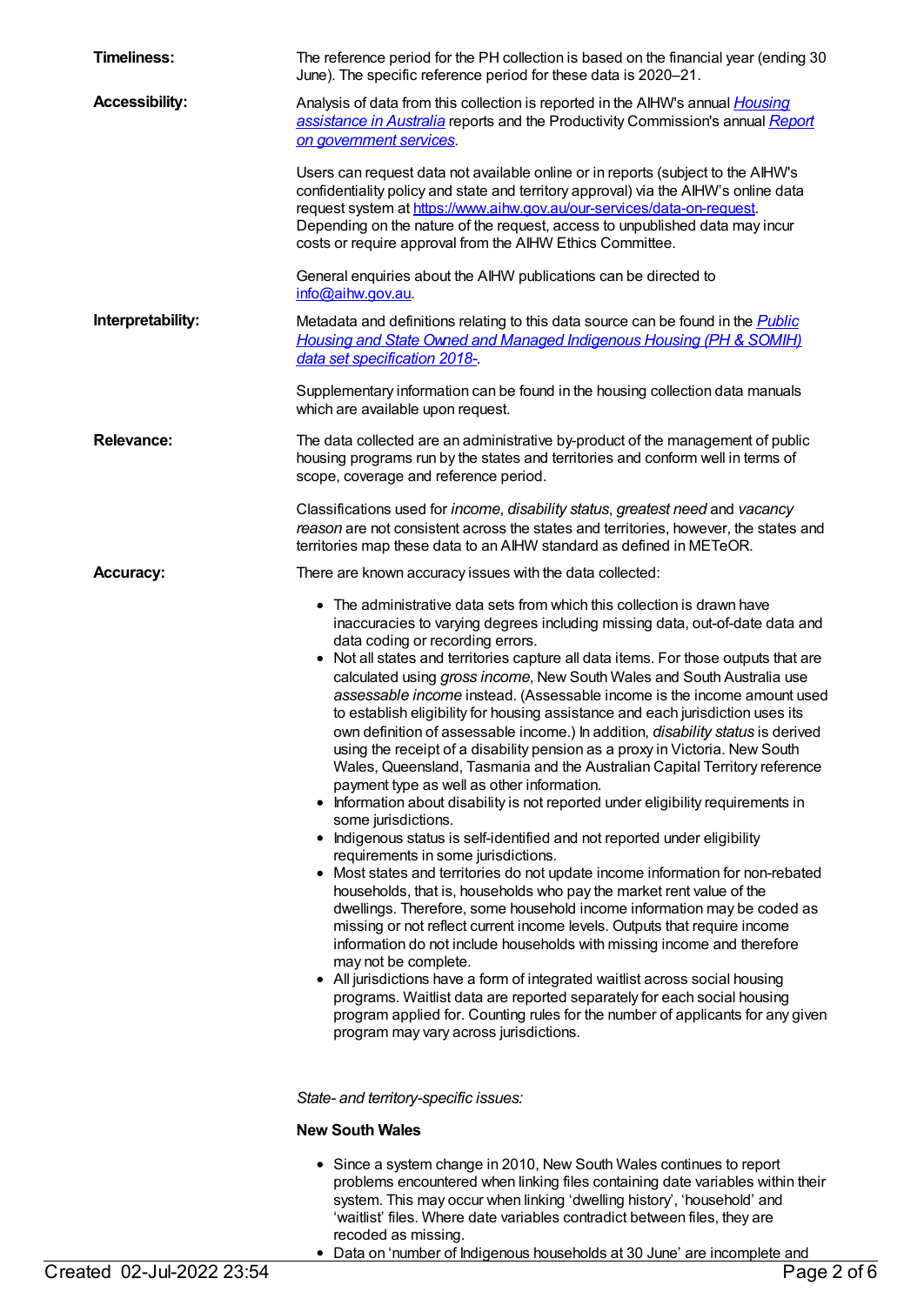**Timeliness:**

The reference period for the PH collection is based on the financial year (ending 30 June). The specific reference period for these data is 2020–21.

**Accessibility:**

Analysis of data from this collection is reported in the AIHW's annual *Housing assistance in Australia* reports and the Productivity Commission's annual *Report on government services*.

Users can request data not available online or in reports (subject to the AIHW's confidentiality policy and state and territory approval) via the AIHW's online data request system at https://www.aihw.gov.au/our-services/data-on-request. Depending on the nature of the request, access to unpublished data may incur costs or require approval from the AIHW Ethics Committee.

General enquiries about the AIHW publications can be directed to info@aihw.gov.au.

**Interpretability:**

Metadata and definitions relating to this data source can be found in the *Public Housing and State Owned and Managed Indigenous Housing (PH & SOMIH) data set specification 2018-*.

Supplementary information can be found in the housing collection data manuals which are available upon request.

**Relevance:**

The data collected are an administrative by-product of the management of public housing programs run by the states and territories and conform well in terms of scope, coverage and reference period.

Classifications used for *income*, *disability status*, *greatest need* and *vacancy reason* are not consistent across the states and territories, however, the states and territories map these data to an AIHW standard as defined in METeOR.

**Accuracy:**

There are known accuracy issues with the data collected:

- The administrative data sets from which this collection is drawn have inaccuracies to varying degrees including missing data, out-of-date data and data coding or recording errors.
- Not all states and territories capture all data items. For those outputs that are calculated using *gross income*, New South Wales and South Australia use *assessable income* instead. (Assessable income is the income amount used to establish eligibility for housing assistance and each jurisdiction uses its own definition of assessable income.) In addition, *disability status* is derived using the receipt of a disability pension as a proxy in Victoria. New South Wales, Queensland, Tasmania and the Australian Capital Territory reference payment type as well as other information.
- Information about disability is not reported under eligibility requirements in some jurisdictions.
- Indigenous status is self-identified and not reported under eligibility requirements in some jurisdictions.
- Most states and territories do not update income information for non-rebated households, that is, households who pay the market rent value of the dwellings. Therefore, some household income information may be coded as missing or not reflect current income levels. Outputs that require income information do not include households with missing income and therefore may not be complete.
- All jurisdictions have a form of integrated waitlist across social housing programs. Waitlist data are reported separately for each social housing program applied for. Counting rules for the number of applicants for any given program may vary across jurisdictions.

*State- and territory-specific issues:*

**New South Wales**

- Since a system change in 2010, New South Wales continues to report problems encountered when linking files containing date variables within their system. This may occur when linking 'dwelling history', 'household' and 'waitlist' files. Where date variables contradict between files, they are recoded as missing.
- Data on 'number of Indigenous households at 30 June' are incomplete and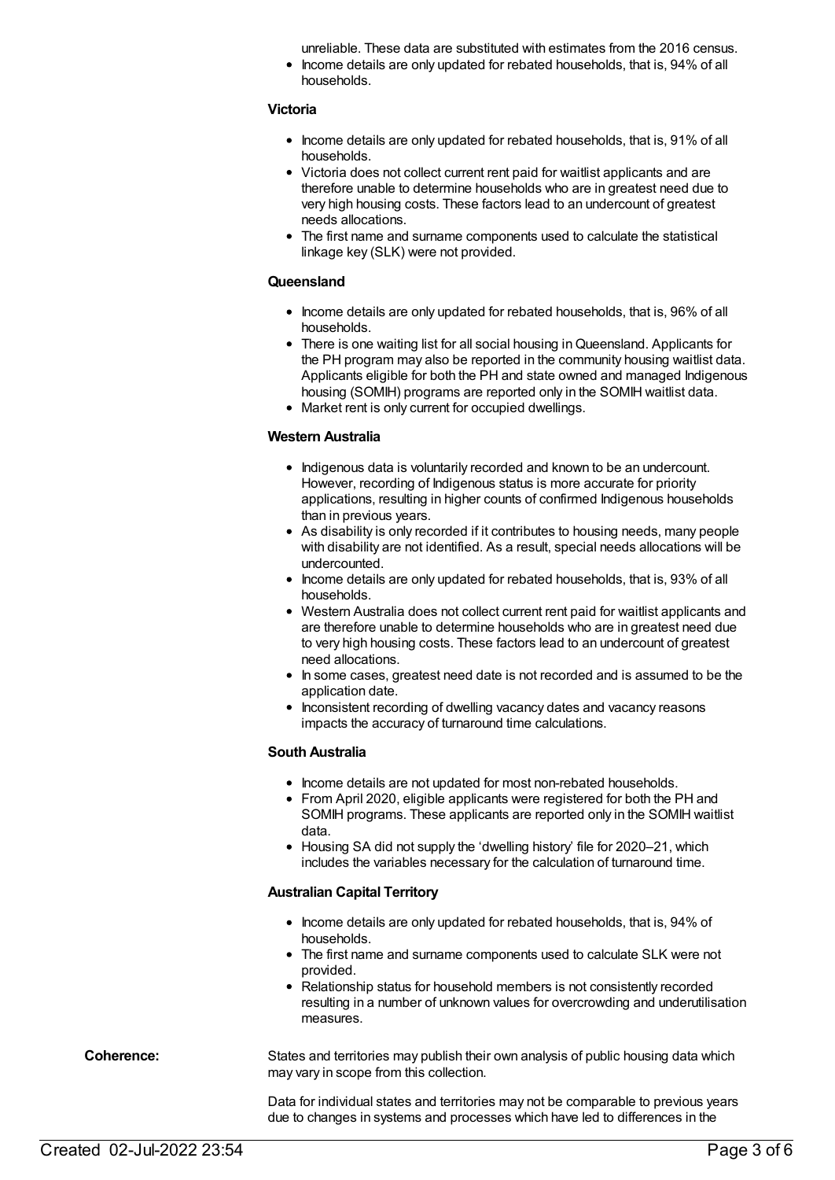unreliable. These data are substituted with estimates from the 2016 census.

- Income details are only updated for rebated households, that is, 94% of all households.

**Victoria**

- Income details are only updated for rebated households, that is, 91% of all households.
- Victoria does not collect current rent paid for waitlist applicants and are therefore unable to determine households who are in greatest need due to very high housing costs. These factors lead to an undercount of greatest needs allocations.
- The first name and surname components used to calculate the statistical linkage key (SLK) were not provided.

**Queensland**

- Income details are only updated for rebated households, that is, 96% of all households.
- There is one waiting list for all social housing in Queensland. Applicants for the PH program may also be reported in the community housing waitlist data. Applicants eligible for both the PH and state owned and managed Indigenous housing (SOMIH) programs are reported only in the SOMIH waitlist data.
- Market rent is only current for occupied dwellings.

**Western Australia**

- Indigenous data is voluntarily recorded and known to be an undercount. However, recording of Indigenous status is more accurate for priority applications, resulting in higher counts of confirmed Indigenous households than in previous years.
- As disability is only recorded if it contributes to housing needs, many people with disability are not identified. As a result, special needs allocations will be undercounted.
- Income details are only updated for rebated households, that is, 93% of all households.
- Western Australia does not collect current rent paid for waitlist applicants and are therefore unable to determine households who are in greatest need due to very high housing costs. These factors lead to an undercount of greatest need allocations.
- In some cases, greatest need date is not recorded and is assumed to be the application date.
- Inconsistent recording of dwelling vacancy dates and vacancy reasons impacts the accuracy of turnaround time calculations.

**South Australia**

- Income details are not updated for most non-rebated households.
- From April 2020, eligible applicants were registered for both the PH and SOMIH programs. These applicants are reported only in the SOMIH waitlist data.
- Housing SA did not supply the 'dwelling history' file for 2020–21, which includes the variables necessary for the calculation of turnaround time.

**Australian Capital Territory**

- Income details are only updated for rebated households, that is, 94% of households.
- The first name and surname components used to calculate SLK were not provided.
- Relationship status for household members is not consistently recorded resulting in a number of unknown values for overcrowding and underutilisation measures.

**Coherence:**

States and territories may publish their own analysis of public housing data which may vary in scope from this collection.

Data for individual states and territories may not be comparable to previous years due to changes in systems and processes which have led to differences in the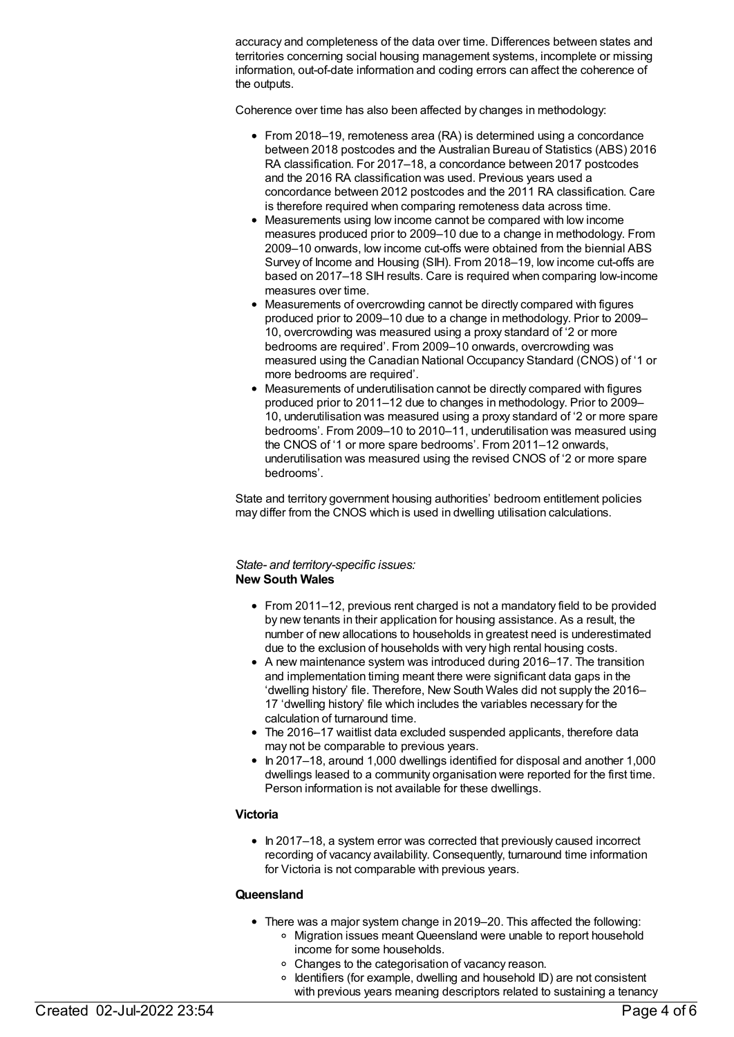accuracy and completeness of the data over time. Differences between states and territories concerning social housing management systems, incomplete or missing information, out-of-date information and coding errors can affect the coherence of the outputs.

Coherence over time has also been affected by changes in methodology:

- From 2018–19, remoteness area (RA) is determined using a concordance between 2018 postcodes and the Australian Bureau of Statistics (ABS) 2016 RA classification. For 2017–18, a concordance between 2017 postcodes and the 2016 RA classification was used. Previous years used a concordance between 2012 postcodes and the 2011 RA classification. Care is therefore required when comparing remoteness data across time.
- Measurements using low income cannot be compared with low income measures produced prior to 2009–10 due to a change in methodology. From 2009–10 onwards, low income cut-offs were obtained from the biennial ABS Survey of Income and Housing (SIH). From 2018–19, low income cut-offs are based on 2017–18 SIH results. Care is required when comparing low-income measures over time.
- Measurements of overcrowding cannot be directly compared with figures produced prior to 2009–10 due to a change in methodology. Prior to 2009–10, overcrowding was measured using a proxy standard of '2 or more bedrooms are required'. From 2009–10 onwards, overcrowding was measured using the Canadian National Occupancy Standard (CNOS) of '1 or more bedrooms are required'.
- Measurements of underutilisation cannot be directly compared with figures produced prior to 2011–12 due to changes in methodology. Prior to 2009–10, underutilisation was measured using a proxy standard of '2 or more spare bedrooms'. From 2009–10 to 2010–11, underutilisation was measured using the CNOS of '1 or more spare bedrooms'. From 2011–12 onwards, underutilisation was measured using the revised CNOS of '2 or more spare bedrooms'.

State and territory government housing authorities' bedroom entitlement policies may differ from the CNOS which is used in dwelling utilisation calculations.

*State- and territory-specific issues:*

**New South Wales**

- From 2011–12, previous rent charged is not a mandatory field to be provided by new tenants in their application for housing assistance. As a result, the number of new allocations to households in greatest need is underestimated due to the exclusion of households with very high rental housing costs.
- A new maintenance system was introduced during 2016–17. The transition and implementation timing meant there were significant data gaps in the 'dwelling history' file. Therefore, New South Wales did not supply the 2016–17 'dwelling history' file which includes the variables necessary for the calculation of turnaround time.
- The 2016–17 waitlist data excluded suspended applicants, therefore data may not be comparable to previous years.
- In 2017–18, around 1,000 dwellings identified for disposal and another 1,000 dwellings leased to a community organisation were reported for the first time. Person information is not available for these dwellings.

**Victoria**

- In 2017–18, a system error was corrected that previously caused incorrect recording of vacancy availability. Consequently, turnaround time information for Victoria is not comparable with previous years.

**Queensland**

- There was a major system change in 2019–20. This affected the following:
  - Migration issues meant Queensland were unable to report household income for some households.
  - Changes to the categorisation of vacancy reason.
  - Identifiers (for example, dwelling and household ID) are not consistent with previous years meaning descriptors related to sustaining a tenancy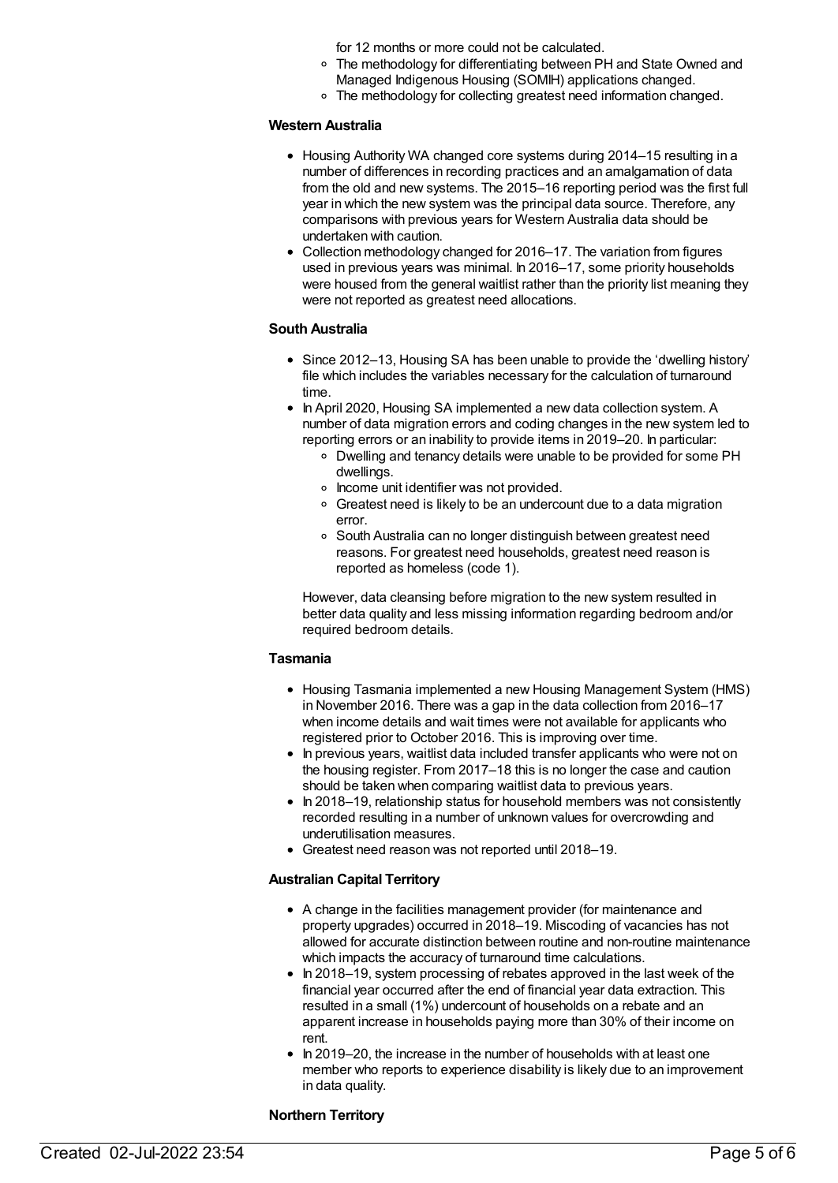for 12 months or more could not be calculated.
    - The methodology for differentiating between PH and State Owned and Managed Indigenous Housing (SOMIH) applications changed.
    - The methodology for collecting greatest need information changed.

**Western Australia**

- Housing Authority WA changed core systems during 2014–15 resulting in a number of differences in recording practices and an amalgamation of data from the old and new systems. The 2015–16 reporting period was the first full year in which the new system was the principal data source. Therefore, any comparisons with previous years for Western Australia data should be undertaken with caution.
- Collection methodology changed for 2016–17. The variation from figures used in previous years was minimal. In 2016–17, some priority households were housed from the general waitlist rather than the priority list meaning they were not reported as greatest need allocations.

**South Australia**

- Since 2012–13, Housing SA has been unable to provide the 'dwelling history' file which includes the variables necessary for the calculation of turnaround time.
- In April 2020, Housing SA implemented a new data collection system. A number of data migration errors and coding changes in the new system led to reporting errors or an inability to provide items in 2019–20. In particular:
    - Dwelling and tenancy details were unable to be provided for some PH dwellings.
    - Income unit identifier was not provided.
    - Greatest need is likely to be an undercount due to a data migration error.
    - South Australia can no longer distinguish between greatest need reasons. For greatest need households, greatest need reason is reported as homeless (code 1).

  However, data cleansing before migration to the new system resulted in better data quality and less missing information regarding bedroom and/or required bedroom details.

**Tasmania**

- Housing Tasmania implemented a new Housing Management System (HMS) in November 2016. There was a gap in the data collection from 2016–17 when income details and wait times were not available for applicants who registered prior to October 2016. This is improving over time.
- In previous years, waitlist data included transfer applicants who were not on the housing register. From 2017–18 this is no longer the case and caution should be taken when comparing waitlist data to previous years.
- In 2018–19, relationship status for household members was not consistently recorded resulting in a number of unknown values for overcrowding and underutilisation measures.
- Greatest need reason was not reported until 2018–19.

**Australian Capital Territory**

- A change in the facilities management provider (for maintenance and property upgrades) occurred in 2018–19. Miscoding of vacancies has not allowed for accurate distinction between routine and non-routine maintenance which impacts the accuracy of turnaround time calculations.
- In 2018–19, system processing of rebates approved in the last week of the financial year occurred after the end of financial year data extraction. This resulted in a small (1%) undercount of households on a rebate and an apparent increase in households paying more than 30% of their income on rent.
- In 2019–20, the increase in the number of households with at least one member who reports to experience disability is likely due to an improvement in data quality.

**Northern Territory**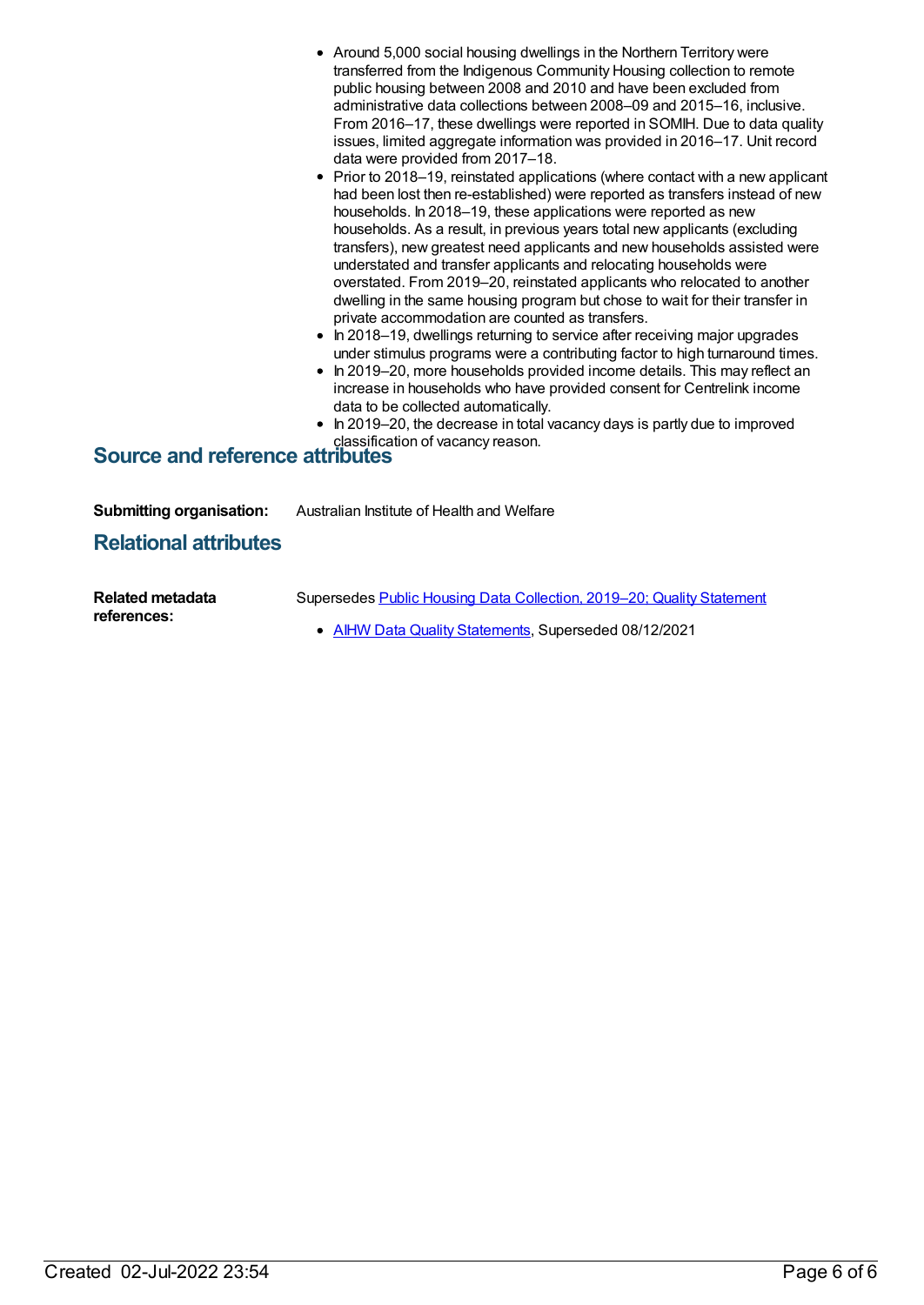- Around 5,000 social housing dwellings in the Northern Territory were transferred from the Indigenous Community Housing collection to remote public housing between 2008 and 2010 and have been excluded from administrative data collections between 2008–09 and 2015–16, inclusive. From 2016–17, these dwellings were reported in SOMIH. Due to data quality issues, limited aggregate information was provided in 2016–17. Unit record data were provided from 2017–18.
- Prior to 2018–19, reinstated applications (where contact with a new applicant had been lost then re-established) were reported as transfers instead of new households. In 2018–19, these applications were reported as new households. As a result, in previous years total new applicants (excluding transfers), new greatest need applicants and new households assisted were understated and transfer applicants and relocating households were overstated. From 2019–20, reinstated applicants who relocated to another dwelling in the same housing program but chose to wait for their transfer in private accommodation are counted as transfers.
- In 2018–19, dwellings returning to service after receiving major upgrades under stimulus programs were a contributing factor to high turnaround times.
- In 2019–20, more households provided income details. This may reflect an increase in households who have provided consent for Centrelink income data to be collected automatically.
- In 2019–20, the decrease in total vacancy days is partly due to improved classification of vacancy reason.

## Source and reference attributes

**Submitting organisation:** Australian Institute of Health and Welfare

## Relational attributes

**Related metadata references:** Supersedes Public Housing Data Collection, 2019–20; Quality Statement

- AIHW Data Quality Statements, Superseded 08/12/2021